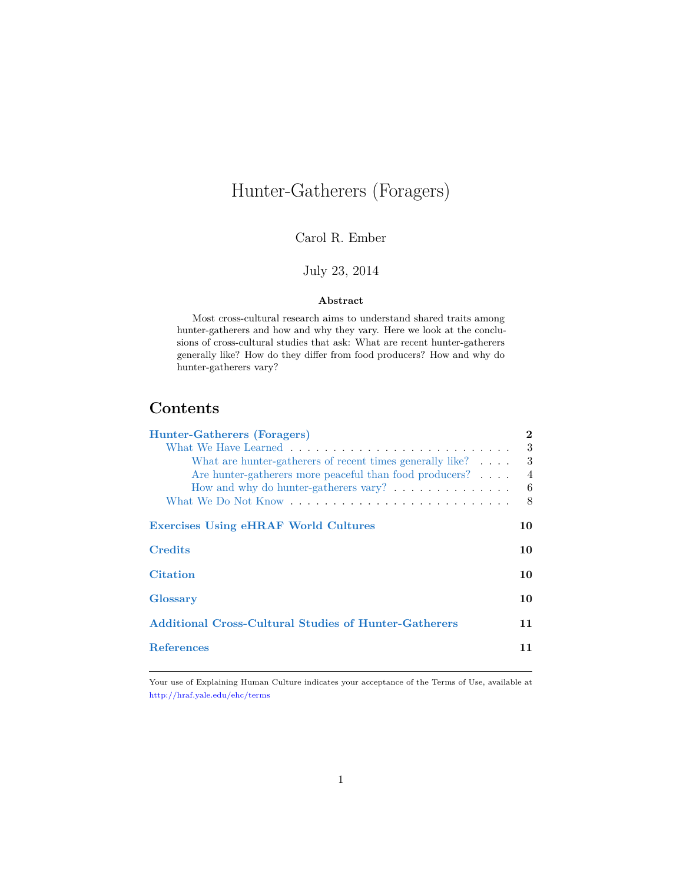# Hunter-Gatherers (Foragers)

Carol R. Ember

July 23, 2014

**Abstract**

Most cross-cultural research aims to understand shared traits among hunter-gatherers and how and why they vary. Here we look at the conclusions of cross-cultural studies that ask: What are recent hunter-gatherers generally like? How do they differ from food producers? How and why do hunter-gatherers vary?

## Contents

- **Hunter-Gatherers (Foragers)** — 2
  - What We Have Learned — 3
    - What are hunter-gatherers of recent times generally like? — 3
    - Are hunter-gatherers more peaceful than food producers? — 4
    - How and why do hunter-gatherers vary? — 6
  - What We Do Not Know — 8
- **Exercises Using eHRAF World Cultures** — 10
- **Credits** — 10
- **Citation** — 10
- **Glossary** — 10
- **Additional Cross-Cultural Studies of Hunter-Gatherers** — 11
- **References** — 11

---

Your use of Explaining Human Culture indicates your acceptance of the Terms of Use, available at http://hraf.yale.edu/ehc/terms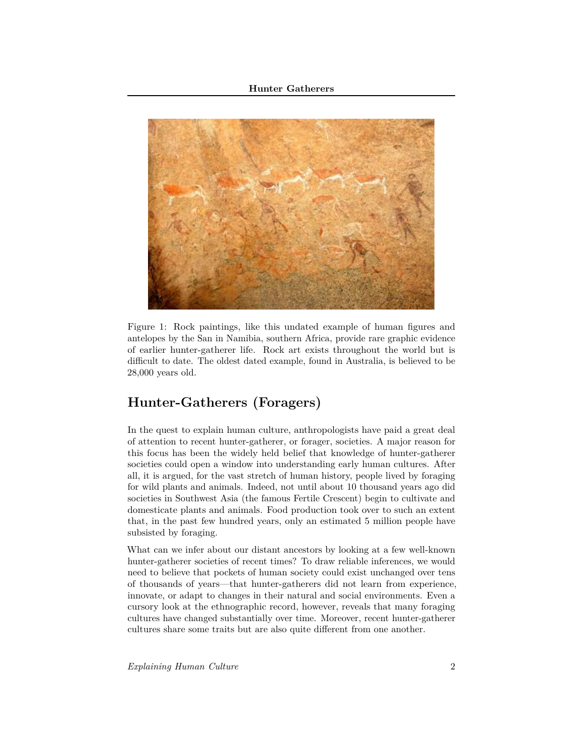Figure 1: Rock paintings, like this undated example of human figures and antelopes by the San in Namibia, southern Africa, provide rare graphic evidence of earlier hunter-gatherer life. Rock art exists throughout the world but is difficult to date. The oldest dated example, found in Australia, is believed to be 28,000 years old.

## Hunter-Gatherers (Foragers)

In the quest to explain human culture, anthropologists have paid a great deal of attention to recent hunter-gatherer, or forager, societies. A major reason for this focus has been the widely held belief that knowledge of hunter-gatherer societies could open a window into understanding early human cultures. After all, it is argued, for the vast stretch of human history, people lived by foraging for wild plants and animals. Indeed, not until about 10 thousand years ago did societies in Southwest Asia (the famous Fertile Crescent) begin to cultivate and domesticate plants and animals. Food production took over to such an extent that, in the past few hundred years, only an estimated 5 million people have subsisted by foraging.

What can we infer about our distant ancestors by looking at a few well-known hunter-gatherer societies of recent times? To draw reliable inferences, we would need to believe that pockets of human society could exist unchanged over tens of thousands of years—that hunter-gatherers did not learn from experience, innovate, or adapt to changes in their natural and social environments. Even a cursory look at the ethnographic record, however, reveals that many foraging cultures have changed substantially over time. Moreover, recent hunter-gatherer cultures share some traits but are also quite different from one another.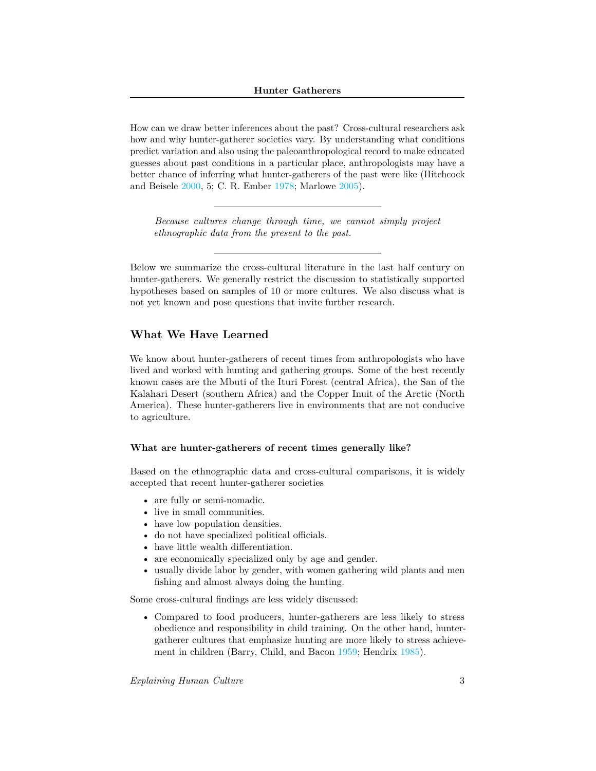How can we draw better inferences about the past? Cross-cultural researchers ask how and why hunter-gatherer societies vary. By understanding what conditions predict variation and also using the paleoanthropological record to make educated guesses about past conditions in a particular place, anthropologists may have a better chance of inferring what hunter-gatherers of the past were like (Hitchcock and Beisele 2000, 5; C. R. Ember 1978; Marlowe 2005).

---

*Because cultures change through time, we cannot simply project ethnographic data from the present to the past.*

---

Below we summarize the cross-cultural literature in the last half century on hunter-gatherers. We generally restrict the discussion to statistically supported hypotheses based on samples of 10 or more cultures. We also discuss what is not yet known and pose questions that invite further research.

## What We Have Learned

We know about hunter-gatherers of recent times from anthropologists who have lived and worked with hunting and gathering groups. Some of the best recently known cases are the Mbuti of the Ituri Forest (central Africa), the San of the Kalahari Desert (southern Africa) and the Copper Inuit of the Arctic (North America). These hunter-gatherers live in environments that are not conducive to agriculture.

### What are hunter-gatherers of recent times generally like?

Based on the ethnographic data and cross-cultural comparisons, it is widely accepted that recent hunter-gatherer societies

- are fully or semi-nomadic.
- live in small communities.
- have low population densities.
- do not have specialized political officials.
- have little wealth differentiation.
- are economically specialized only by age and gender.
- usually divide labor by gender, with women gathering wild plants and men fishing and almost always doing the hunting.

Some cross-cultural findings are less widely discussed:

- Compared to food producers, hunter-gatherers are less likely to stress obedience and responsibility in child training. On the other hand, hunter-gatherer cultures that emphasize hunting are more likely to stress achievement in children (Barry, Child, and Bacon 1959; Hendrix 1985).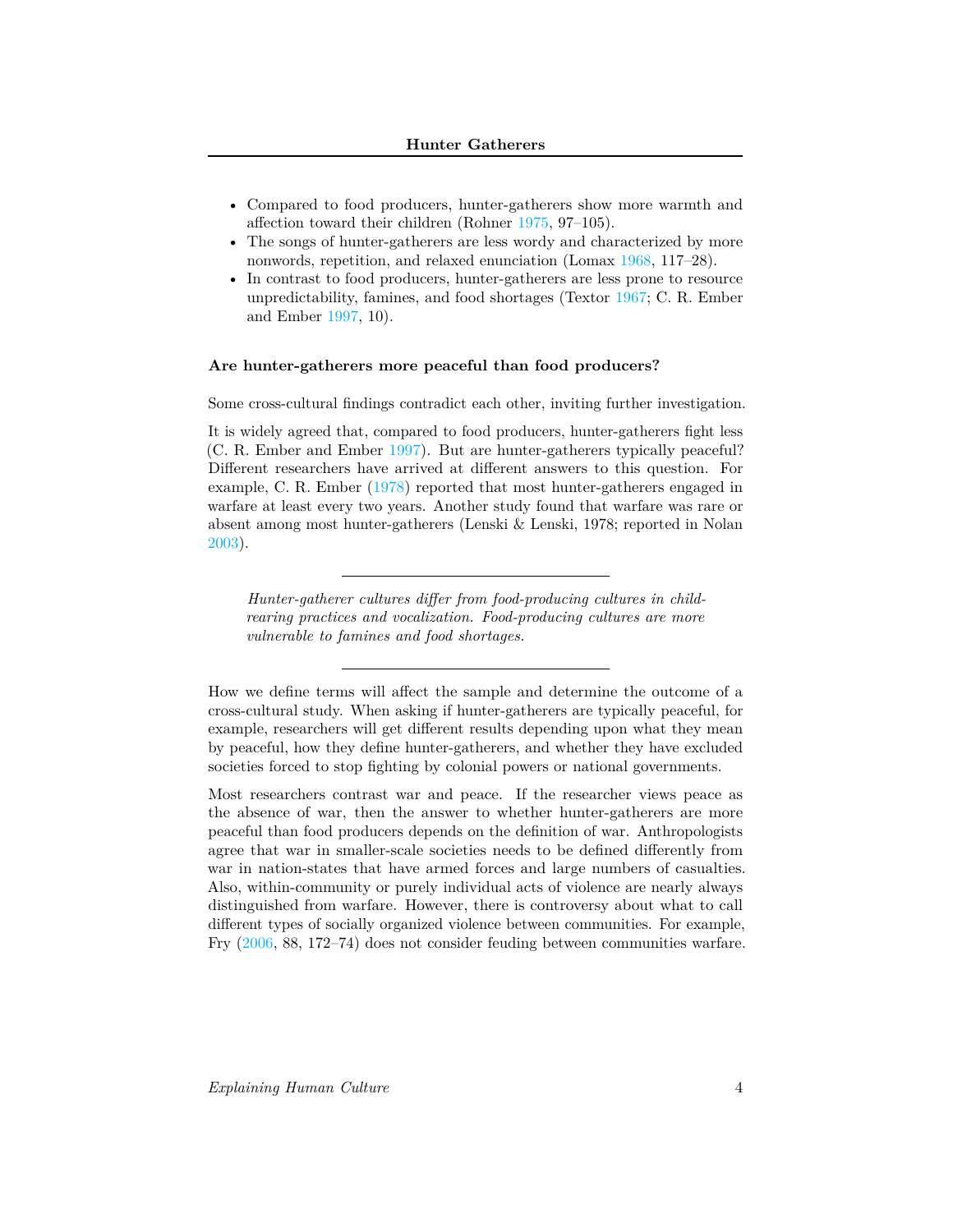- Compared to food producers, hunter-gatherers show more warmth and affection toward their children (Rohner 1975, 97–105).
- The songs of hunter-gatherers are less wordy and characterized by more nonwords, repetition, and relaxed enunciation (Lomax 1968, 117–28).
- In contrast to food producers, hunter-gatherers are less prone to resource unpredictability, famines, and food shortages (Textor 1967; C. R. Ember and Ember 1997, 10).

### Are hunter-gatherers more peaceful than food producers?

Some cross-cultural findings contradict each other, inviting further investigation.

It is widely agreed that, compared to food producers, hunter-gatherers fight less (C. R. Ember and Ember 1997). But are hunter-gatherers typically peaceful? Different researchers have arrived at different answers to this question. For example, C. R. Ember (1978) reported that most hunter-gatherers engaged in warfare at least every two years. Another study found that warfare was rare or absent among most hunter-gatherers (Lenski & Lenski, 1978; reported in Nolan 2003).

---

*Hunter-gatherer cultures differ from food-producing cultures in child-rearing practices and vocalization. Food-producing cultures are more vulnerable to famines and food shortages.*

---

How we define terms will affect the sample and determine the outcome of a cross-cultural study. When asking if hunter-gatherers are typically peaceful, for example, researchers will get different results depending upon what they mean by peaceful, how they define hunter-gatherers, and whether they have excluded societies forced to stop fighting by colonial powers or national governments.

Most researchers contrast war and peace. If the researcher views peace as the absence of war, then the answer to whether hunter-gatherers are more peaceful than food producers depends on the definition of war. Anthropologists agree that war in smaller-scale societies needs to be defined differently from war in nation-states that have armed forces and large numbers of casualties. Also, within-community or purely individual acts of violence are nearly always distinguished from warfare. However, there is controversy about what to call different types of socially organized violence between communities. For example, Fry (2006, 88, 172–74) does not consider feuding between communities warfare.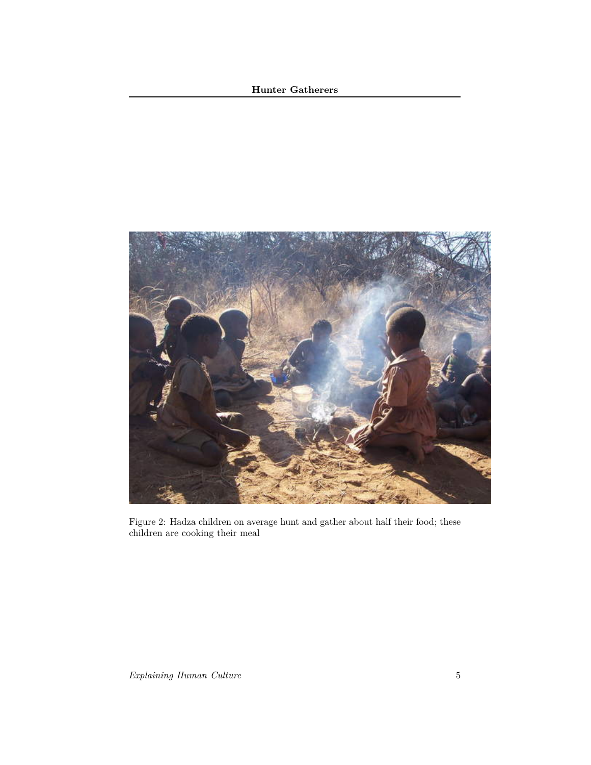Figure 2: Hadza children on average hunt and gather about half their food; these children are cooking their meal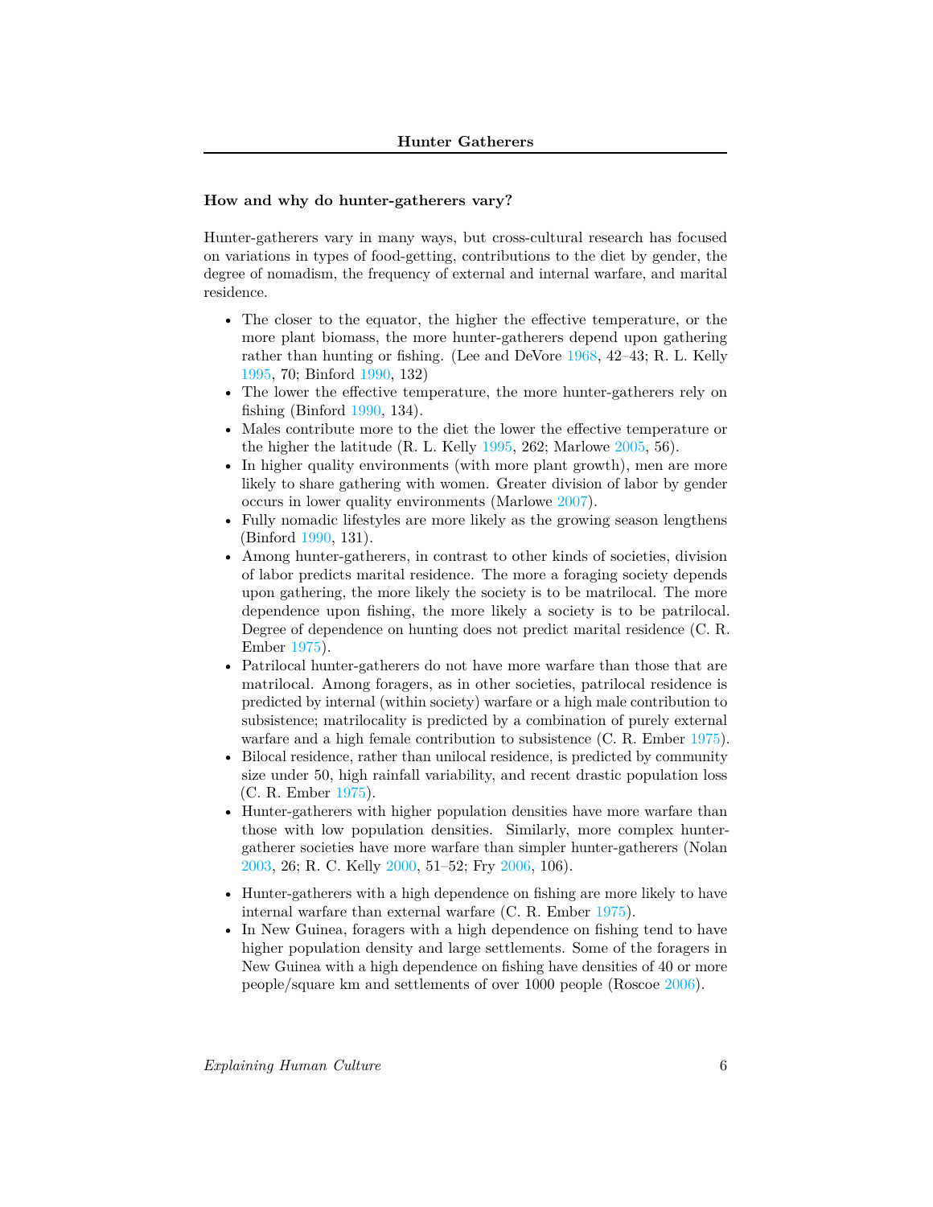### How and why do hunter-gatherers vary?

Hunter-gatherers vary in many ways, but cross-cultural research has focused on variations in types of food-getting, contributions to the diet by gender, the degree of nomadism, the frequency of external and internal warfare, and marital residence.

- The closer to the equator, the higher the effective temperature, or the more plant biomass, the more hunter-gatherers depend upon gathering rather than hunting or fishing. (Lee and DeVore 1968, 42–43; R. L. Kelly 1995, 70; Binford 1990, 132)
- The lower the effective temperature, the more hunter-gatherers rely on fishing (Binford 1990, 134).
- Males contribute more to the diet the lower the effective temperature or the higher the latitude (R. L. Kelly 1995, 262; Marlowe 2005, 56).
- In higher quality environments (with more plant growth), men are more likely to share gathering with women. Greater division of labor by gender occurs in lower quality environments (Marlowe 2007).
- Fully nomadic lifestyles are more likely as the growing season lengthens (Binford 1990, 131).
- Among hunter-gatherers, in contrast to other kinds of societies, division of labor predicts marital residence. The more a foraging society depends upon gathering, the more likely the society is to be matrilocal. The more dependence upon fishing, the more likely a society is to be patrilocal. Degree of dependence on hunting does not predict marital residence (C. R. Ember 1975).
- Patrilocal hunter-gatherers do not have more warfare than those that are matrilocal. Among foragers, as in other societies, patrilocal residence is predicted by internal (within society) warfare or a high male contribution to subsistence; matrilocality is predicted by a combination of purely external warfare and a high female contribution to subsistence (C. R. Ember 1975).
- Bilocal residence, rather than unilocal residence, is predicted by community size under 50, high rainfall variability, and recent drastic population loss (C. R. Ember 1975).
- Hunter-gatherers with higher population densities have more warfare than those with low population densities. Similarly, more complex hunter-gatherer societies have more warfare than simpler hunter-gatherers (Nolan 2003, 26; R. C. Kelly 2000, 51–52; Fry 2006, 106).
- Hunter-gatherers with a high dependence on fishing are more likely to have internal warfare than external warfare (C. R. Ember 1975).
- In New Guinea, foragers with a high dependence on fishing tend to have higher population density and large settlements. Some of the foragers in New Guinea with a high dependence on fishing have densities of 40 or more people/square km and settlements of over 1000 people (Roscoe 2006).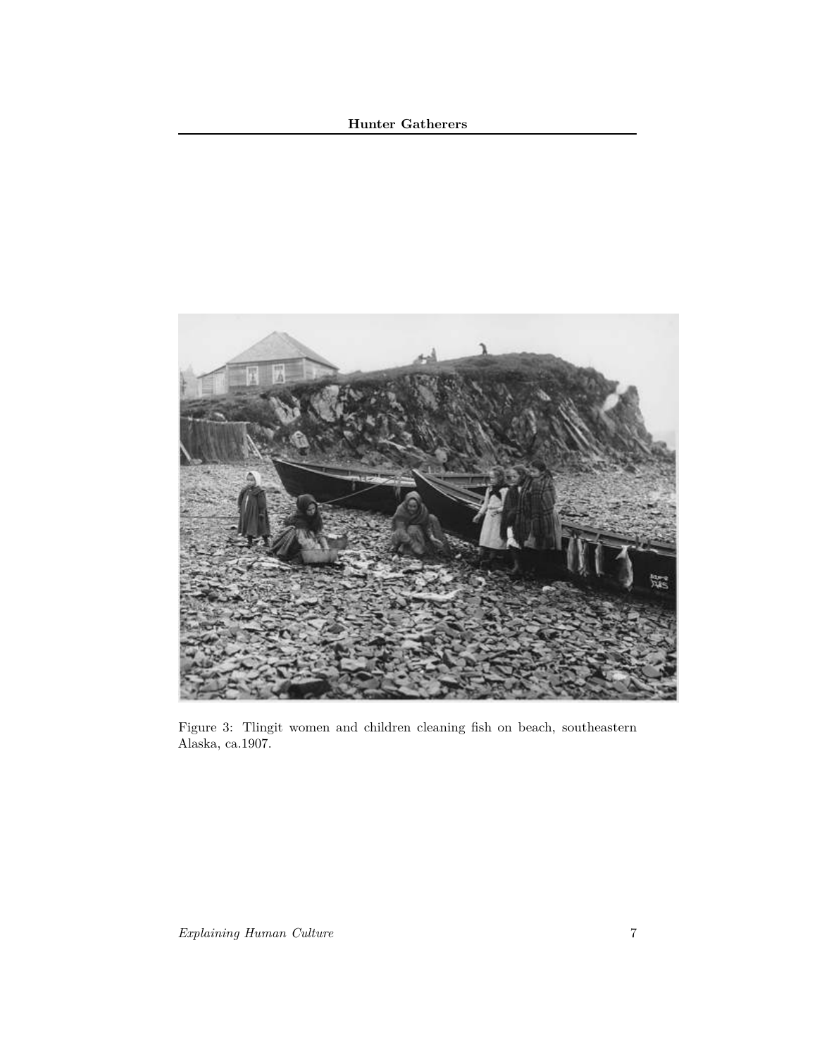Figure 3: Tlingit women and children cleaning fish on beach, southeastern Alaska, ca.1907.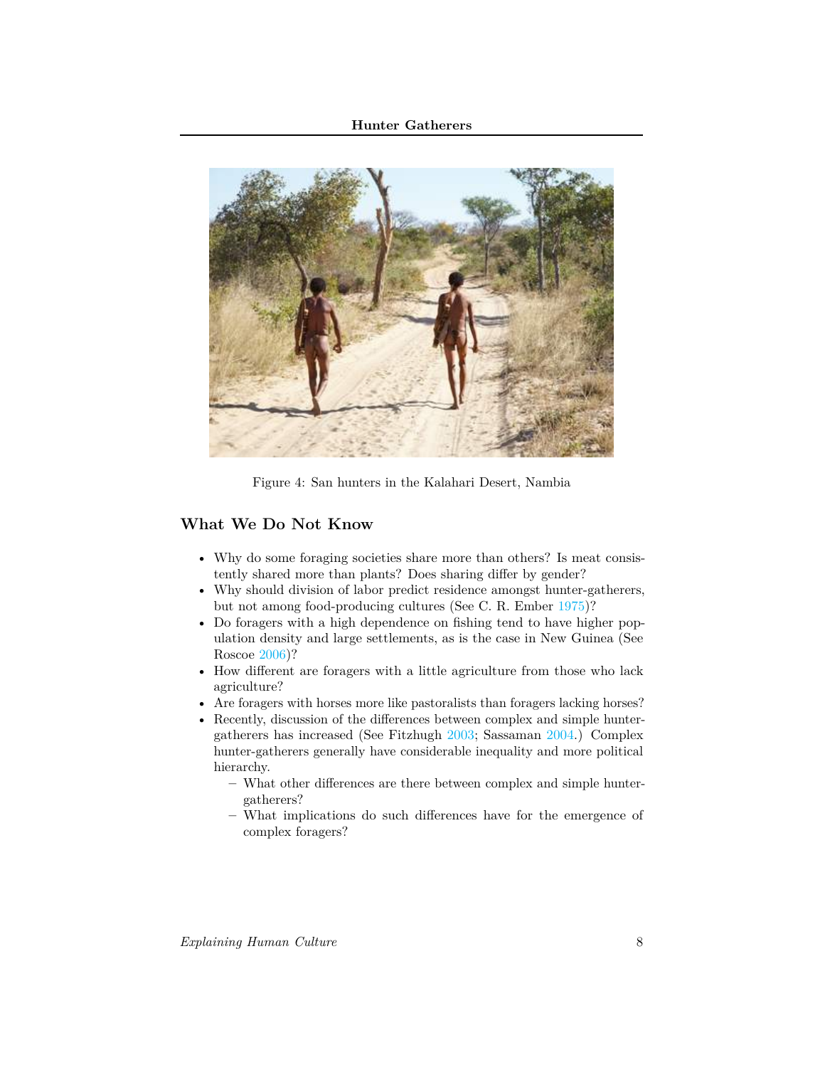Figure 4: San hunters in the Kalahari Desert, Nambia

## What We Do Not Know

- Why do some foraging societies share more than others? Is meat consistently shared more than plants? Does sharing differ by gender?
- Why should division of labor predict residence amongst hunter-gatherers, but not among food-producing cultures (See C. R. Ember 1975)?
- Do foragers with a high dependence on fishing tend to have higher population density and large settlements, as is the case in New Guinea (See Roscoe 2006)?
- How different are foragers with a little agriculture from those who lack agriculture?
- Are foragers with horses more like pastoralists than foragers lacking horses?
- Recently, discussion of the differences between complex and simple hunter-gatherers has increased (See Fitzhugh 2003; Sassaman 2004.) Complex hunter-gatherers generally have considerable inequality and more political hierarchy.
  - What other differences are there between complex and simple hunter-gatherers?
  - What implications do such differences have for the emergence of complex foragers?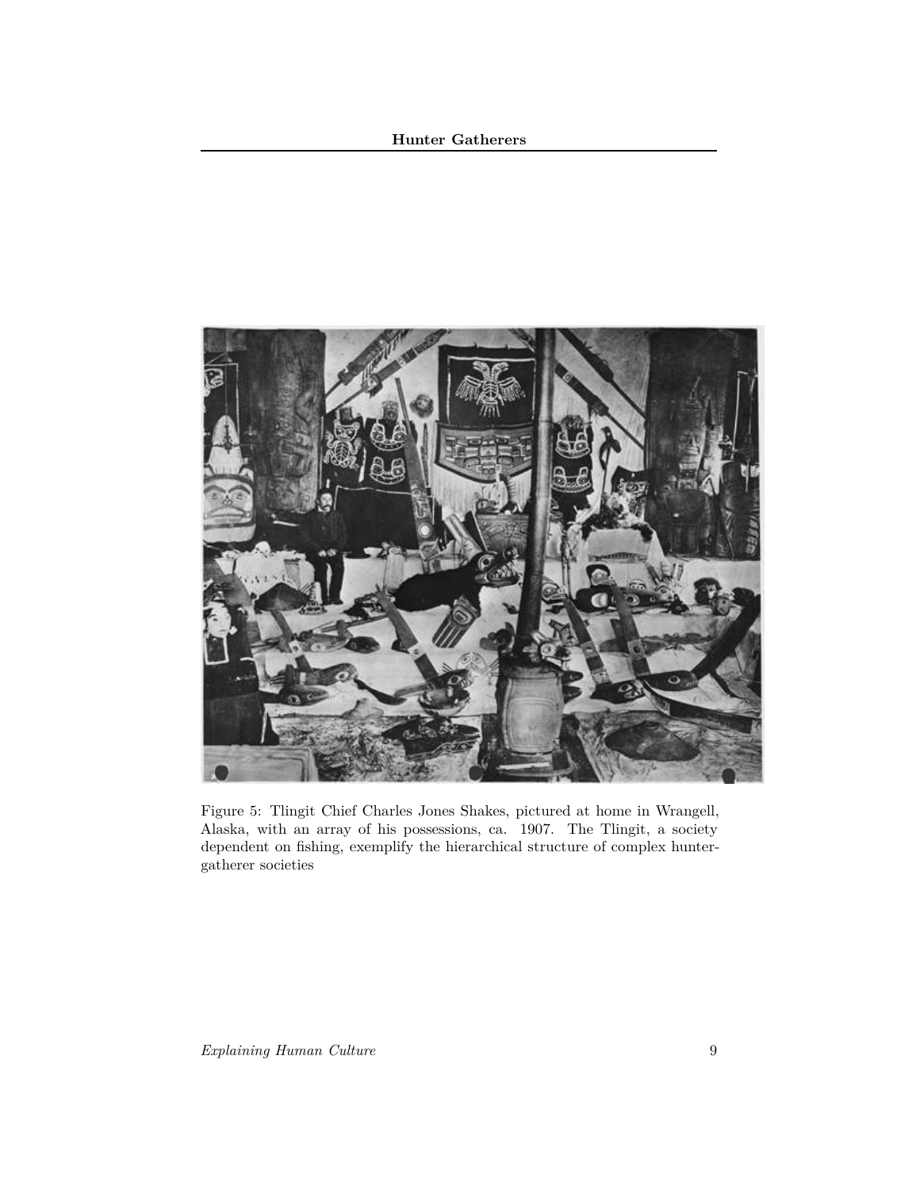Figure 5: Tlingit Chief Charles Jones Shakes, pictured at home in Wrangell, Alaska, with an array of his possessions, ca. 1907. The Tlingit, a society dependent on fishing, exemplify the hierarchical structure of complex hunter-gatherer societies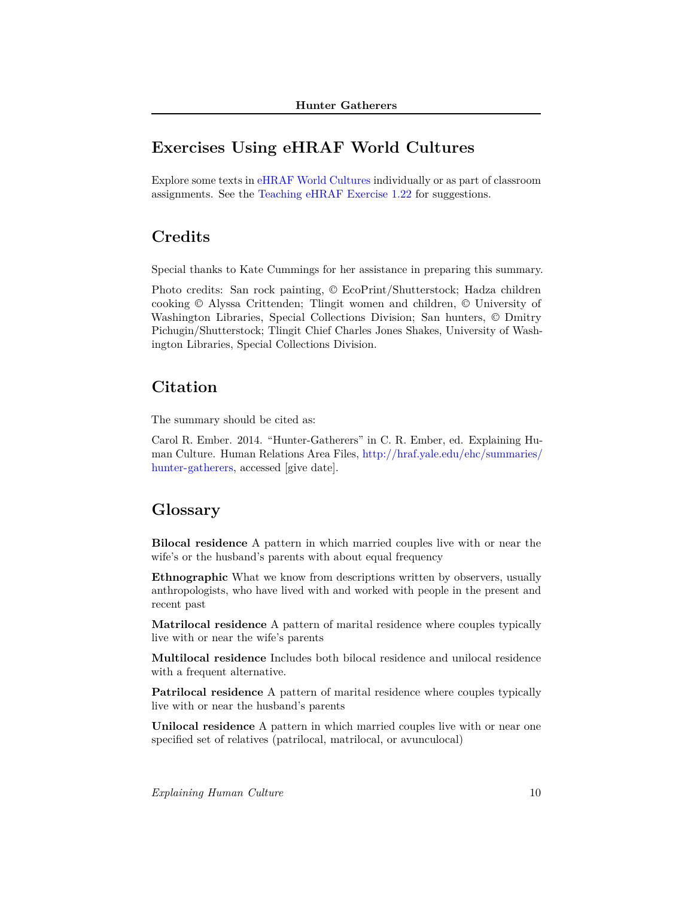## Exercises Using eHRAF World Cultures

Explore some texts in eHRAF World Cultures individually or as part of classroom assignments. See the Teaching eHRAF Exercise 1.22 for suggestions.

## Credits

Special thanks to Kate Cummings for her assistance in preparing this summary.

Photo credits: San rock painting, © EcoPrint/Shutterstock; Hadza children cooking © Alyssa Crittenden; Tlingit women and children, © University of Washington Libraries, Special Collections Division; San hunters, © Dmitry Pichugin/Shutterstock; Tlingit Chief Charles Jones Shakes, University of Washington Libraries, Special Collections Division.

## Citation

The summary should be cited as:

Carol R. Ember. 2014. "Hunter-Gatherers" in C. R. Ember, ed. Explaining Human Culture. Human Relations Area Files, http://hraf.yale.edu/ehc/summaries/hunter-gatherers, accessed [give date].

## Glossary

**Bilocal residence** A pattern in which married couples live with or near the wife's or the husband's parents with about equal frequency

**Ethnographic** What we know from descriptions written by observers, usually anthropologists, who have lived with and worked with people in the present and recent past

**Matrilocal residence** A pattern of marital residence where couples typically live with or near the wife's parents

**Multilocal residence** Includes both bilocal residence and unilocal residence with a frequent alternative.

**Patrilocal residence** A pattern of marital residence where couples typically live with or near the husband's parents

**Unilocal residence** A pattern in which married couples live with or near one specified set of relatives (patrilocal, matrilocal, or avunculocal)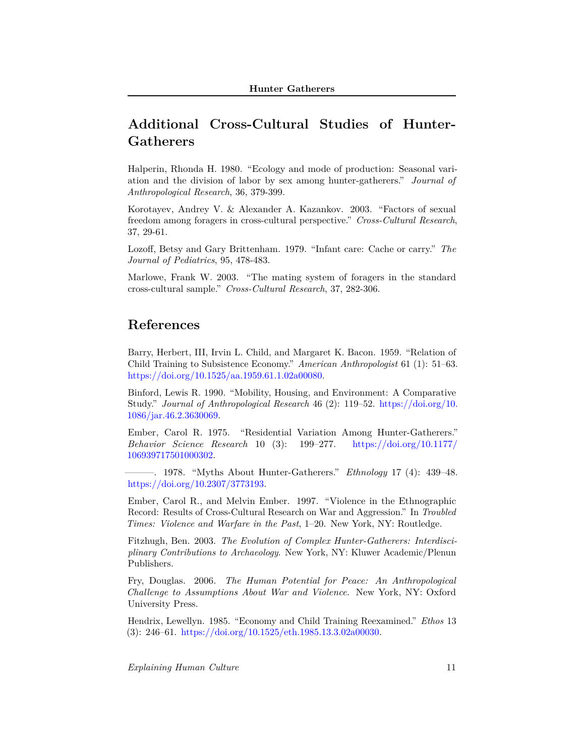## Additional Cross-Cultural Studies of Hunter-Gatherers

Halperin, Rhonda H. 1980. "Ecology and mode of production: Seasonal variation and the division of labor by sex among hunter-gatherers." *Journal of Anthropological Research*, 36, 379-399.

Korotayev, Andrey V. & Alexander A. Kazankov. 2003. "Factors of sexual freedom among foragers in cross-cultural perspective." *Cross-Cultural Research*, 37, 29-61.

Lozoff, Betsy and Gary Brittenham. 1979. "Infant care: Cache or carry." *The Journal of Pediatrics*, 95, 478-483.

Marlowe, Frank W. 2003. "The mating system of foragers in the standard cross-cultural sample." *Cross-Cultural Research*, 37, 282-306.

## References

Barry, Herbert, III, Irvin L. Child, and Margaret K. Bacon. 1959. "Relation of Child Training to Subsistence Economy." *American Anthropologist* 61 (1): 51–63. https://doi.org/10.1525/aa.1959.61.1.02a00080.

Binford, Lewis R. 1990. "Mobility, Housing, and Environment: A Comparative Study." *Journal of Anthropological Research* 46 (2): 119–52. https://doi.org/10.1086/jar.46.2.3630069.

Ember, Carol R. 1975. "Residential Variation Among Hunter-Gatherers." *Behavior Science Research* 10 (3): 199–277. https://doi.org/10.1177/106939717501000302.

———. 1978. "Myths About Hunter-Gatherers." *Ethnology* 17 (4): 439–48. https://doi.org/10.2307/3773193.

Ember, Carol R., and Melvin Ember. 1997. "Violence in the Ethnographic Record: Results of Cross-Cultural Research on War and Aggression." In *Troubled Times: Violence and Warfare in the Past*, 1–20. New York, NY: Routledge.

Fitzhugh, Ben. 2003. *The Evolution of Complex Hunter-Gatherers: Interdisciplinary Contributions to Archaeology*. New York, NY: Kluwer Academic/Plenun Publishers.

Fry, Douglas. 2006. *The Human Potential for Peace: An Anthropological Challenge to Assumptions About War and Violence*. New York, NY: Oxford University Press.

Hendrix, Lewellyn. 1985. "Economy and Child Training Reexamined." *Ethos* 13 (3): 246–61. https://doi.org/10.1525/eth.1985.13.3.02a00030.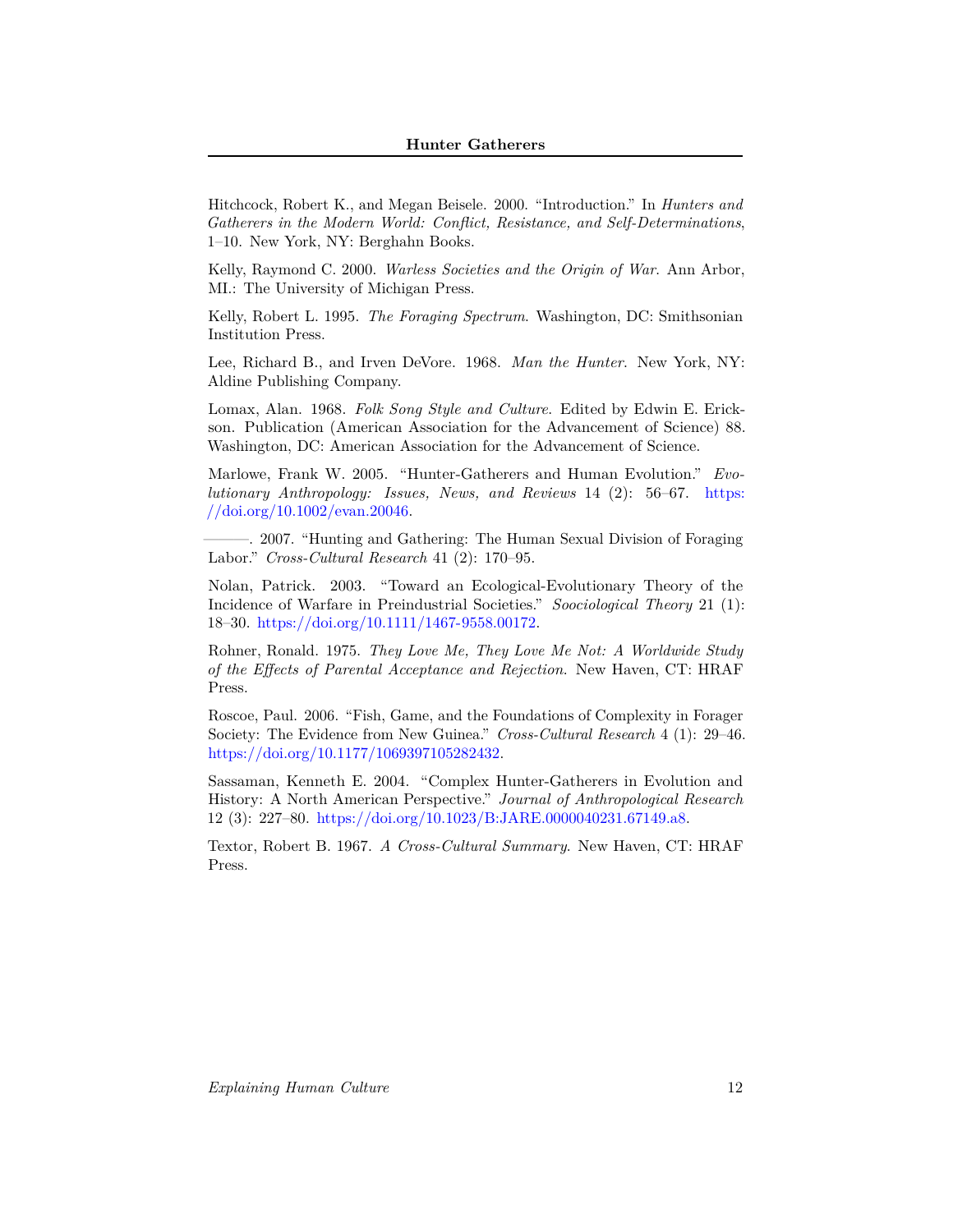Hitchcock, Robert K., and Megan Beisele. 2000. "Introduction." In *Hunters and Gatherers in the Modern World: Conflict, Resistance, and Self-Determinations*, 1–10. New York, NY: Berghahn Books.

Kelly, Raymond C. 2000. *Warless Societies and the Origin of War*. Ann Arbor, MI.: The University of Michigan Press.

Kelly, Robert L. 1995. *The Foraging Spectrum*. Washington, DC: Smithsonian Institution Press.

Lee, Richard B., and Irven DeVore. 1968. *Man the Hunter*. New York, NY: Aldine Publishing Company.

Lomax, Alan. 1968. *Folk Song Style and Culture*. Edited by Edwin E. Erickson. Publication (American Association for the Advancement of Science) 88. Washington, DC: American Association for the Advancement of Science.

Marlowe, Frank W. 2005. "Hunter-Gatherers and Human Evolution." *Evolutionary Anthropology: Issues, News, and Reviews* 14 (2): 56–67. https://doi.org/10.1002/evan.20046.

———. 2007. "Hunting and Gathering: The Human Sexual Division of Foraging Labor." *Cross-Cultural Research* 41 (2): 170–95.

Nolan, Patrick. 2003. "Toward an Ecological-Evolutionary Theory of the Incidence of Warfare in Preindustrial Societies." *Sooциological Theory* 21 (1): 18–30. https://doi.org/10.1111/1467-9558.00172.

Rohner, Ronald. 1975. *They Love Me, They Love Me Not: A Worldwide Study of the Effects of Parental Acceptance and Rejection*. New Haven, CT: HRAF Press.

Roscoe, Paul. 2006. "Fish, Game, and the Foundations of Complexity in Forager Society: The Evidence from New Guinea." *Cross-Cultural Research* 4 (1): 29–46. https://doi.org/10.1177/1069397105282432.

Sassaman, Kenneth E. 2004. "Complex Hunter-Gatherers in Evolution and History: A North American Perspective." *Journal of Anthropological Research* 12 (3): 227–80. https://doi.org/10.1023/B:JARE.0000040231.67149.a8.

Textor, Robert B. 1967. *A Cross-Cultural Summary*. New Haven, CT: HRAF Press.